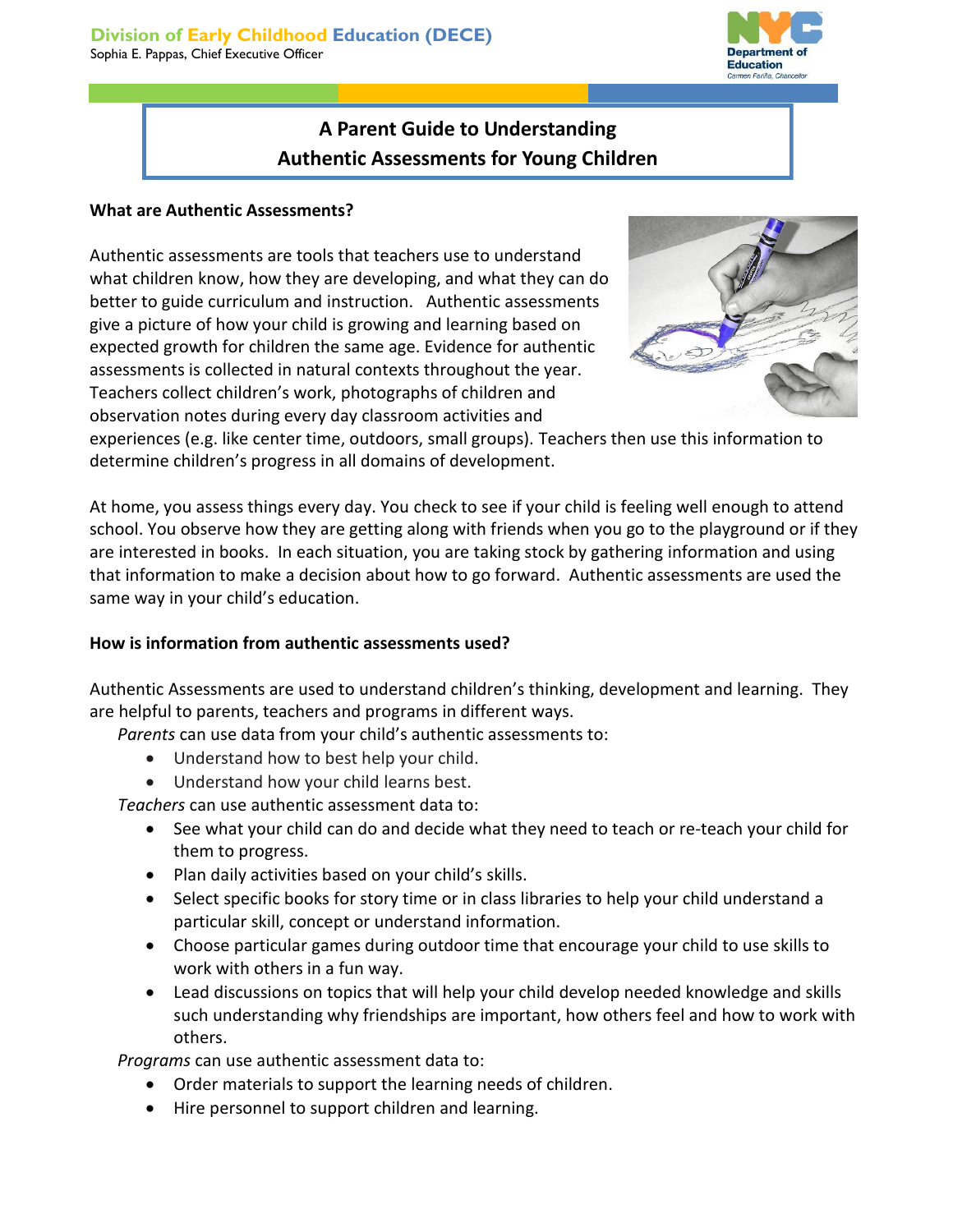Division of Early Childhood Education (DECE)
Sophia E. Pappas, Chief Executive Officer

# A Parent Guide to Understanding Authentic Assessments for Young Children

## What are Authentic Assessments?

Authentic assessments are tools that teachers use to understand what children know, how they are developing, and what they can do better to guide curriculum and instruction. Authentic assessments give a picture of how your child is growing and learning based on expected growth for children the same age. Evidence for authentic assessments is collected in natural contexts throughout the year. Teachers collect children's work, photographs of children and observation notes during every day classroom activities and experiences (e.g. like center time, outdoors, small groups). Teachers then use this information to determine children's progress in all domains of development.

At home, you assess things every day. You check to see if your child is feeling well enough to attend school. You observe how they are getting along with friends when you go to the playground or if they are interested in books. In each situation, you are taking stock by gathering information and using that information to make a decision about how to go forward. Authentic assessments are used the same way in your child's education.

## How is information from authentic assessments used?

Authentic Assessments are used to understand children's thinking, development and learning. They are helpful to parents, teachers and programs in different ways.

*Parents* can use data from your child's authentic assessments to:

- Understand how to best help your child.
- Understand how your child learns best.

*Teachers* can use authentic assessment data to:

- See what your child can do and decide what they need to teach or re-teach your child for them to progress.
- Plan daily activities based on your child's skills.
- Select specific books for story time or in class libraries to help your child understand a particular skill, concept or understand information.
- Choose particular games during outdoor time that encourage your child to use skills to work with others in a fun way.
- Lead discussions on topics that will help your child develop needed knowledge and skills such understanding why friendships are important, how others feel and how to work with others.

*Programs* can use authentic assessment data to:

- Order materials to support the learning needs of children.
- Hire personnel to support children and learning.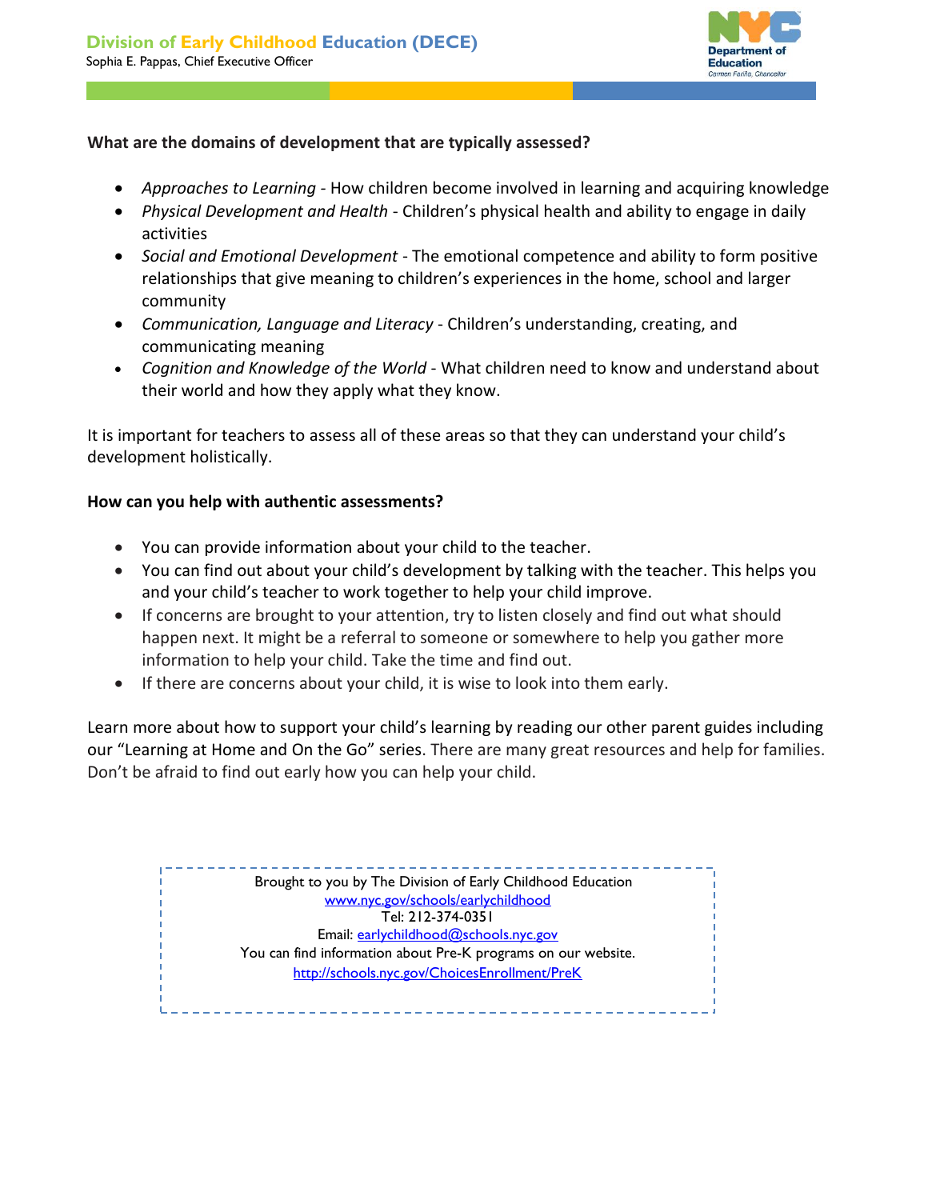**What are the domains of development that are typically assessed?**

- *Approaches to Learning* - How children become involved in learning and acquiring knowledge
- *Physical Development and Health* - Children's physical health and ability to engage in daily activities
- *Social and Emotional Development* - The emotional competence and ability to form positive relationships that give meaning to children's experiences in the home, school and larger community
- *Communication, Language and Literacy* - Children's understanding, creating, and communicating meaning
- *Cognition and Knowledge of the World* - What children need to know and understand about their world and how they apply what they know.

It is important for teachers to assess all of these areas so that they can understand your child's development holistically.

**How can you help with authentic assessments?**

- You can provide information about your child to the teacher.
- You can find out about your child's development by talking with the teacher. This helps you and your child's teacher to work together to help your child improve.
- If concerns are brought to your attention, try to listen closely and find out what should happen next. It might be a referral to someone or somewhere to help you gather more information to help your child. Take the time and find out.
- If there are concerns about your child, it is wise to look into them early.

Learn more about how to support your child's learning by reading our other parent guides including our "Learning at Home and On the Go" series. There are many great resources and help for families. Don't be afraid to find out early how you can help your child.

Brought to you by The Division of Early Childhood Education
www.nyc.gov/schools/earlychildhood
Tel: 212-374-0351
Email: earlychildhood@schools.nyc.gov
You can find information about Pre-K programs on our website.
http://schools.nyc.gov/ChoicesEnrollment/PreK